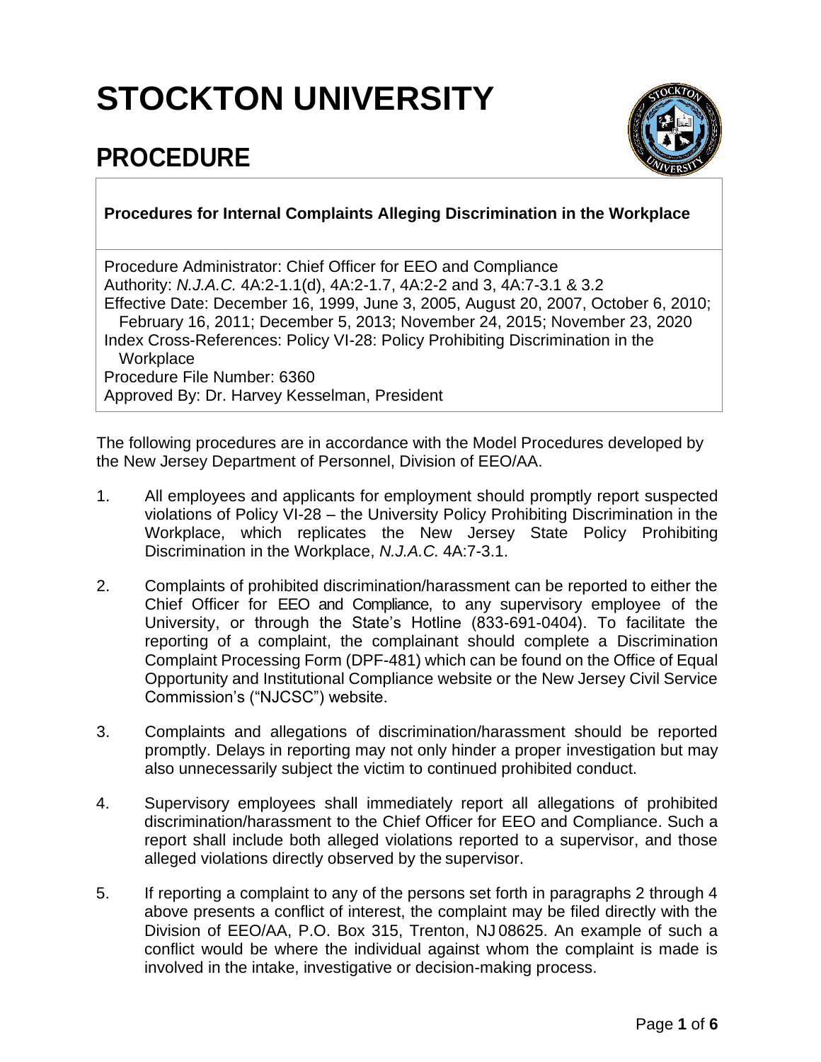# STOCKTON UNIVERSITY

## PROCEDURE

**Procedures for Internal Complaints Alleging Discrimination in the Workplace**

Procedure Administrator: Chief Officer for EEO and Compliance
Authority: *N.J.A.C.* 4A:2-1.1(d), 4A:2-1.7, 4A:2-2 and 3, 4A:7-3.1 & 3.2
Effective Date: December 16, 1999, June 3, 2005, August 20, 2007, October 6, 2010; February 16, 2011; December 5, 2013; November 24, 2015; November 23, 2020
Index Cross-References: Policy VI-28: Policy Prohibiting Discrimination in the Workplace
Procedure File Number: 6360
Approved By: Dr. Harvey Kesselman, President

The following procedures are in accordance with the Model Procedures developed by the New Jersey Department of Personnel, Division of EEO/AA.

1. All employees and applicants for employment should promptly report suspected violations of Policy VI-28 – the University Policy Prohibiting Discrimination in the Workplace, which replicates the New Jersey State Policy Prohibiting Discrimination in the Workplace, *N.J.A.C.* 4A:7-3.1.

2. Complaints of prohibited discrimination/harassment can be reported to either the Chief Officer for EEO and Compliance, to any supervisory employee of the University, or through the State's Hotline (833-691-0404). To facilitate the reporting of a complaint, the complainant should complete a Discrimination Complaint Processing Form (DPF-481) which can be found on the Office of Equal Opportunity and Institutional Compliance website or the New Jersey Civil Service Commission's ("NJCSC") website.

3. Complaints and allegations of discrimination/harassment should be reported promptly. Delays in reporting may not only hinder a proper investigation but may also unnecessarily subject the victim to continued prohibited conduct.

4. Supervisory employees shall immediately report all allegations of prohibited discrimination/harassment to the Chief Officer for EEO and Compliance. Such a report shall include both alleged violations reported to a supervisor, and those alleged violations directly observed by the supervisor.

5. If reporting a complaint to any of the persons set forth in paragraphs 2 through 4 above presents a conflict of interest, the complaint may be filed directly with the Division of EEO/AA, P.O. Box 315, Trenton, NJ 08625. An example of such a conflict would be where the individual against whom the complaint is made is involved in the intake, investigative or decision-making process.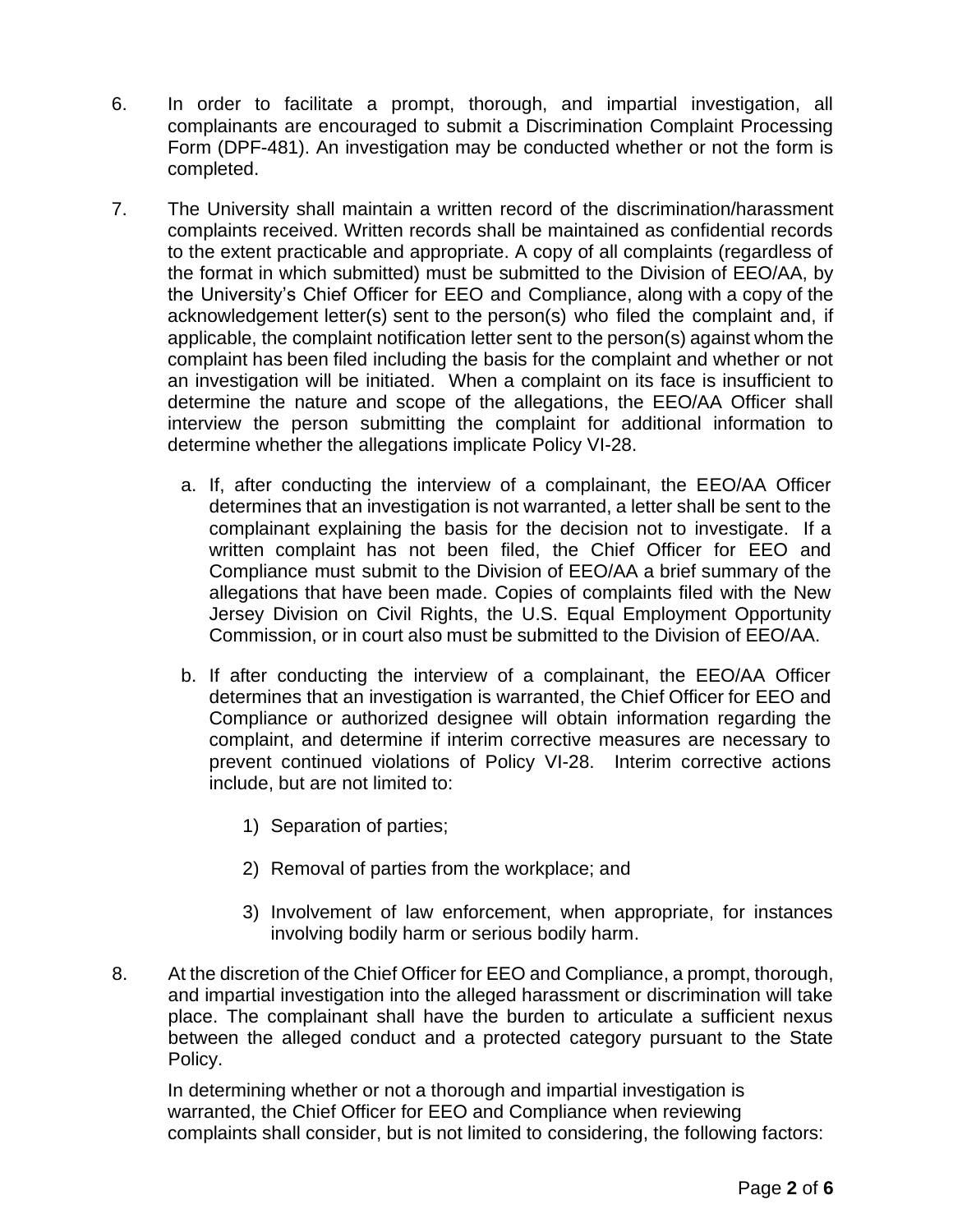6. In order to facilitate a prompt, thorough, and impartial investigation, all complainants are encouraged to submit a Discrimination Complaint Processing Form (DPF-481). An investigation may be conducted whether or not the form is completed.

7. The University shall maintain a written record of the discrimination/harassment complaints received. Written records shall be maintained as confidential records to the extent practicable and appropriate. A copy of all complaints (regardless of the format in which submitted) must be submitted to the Division of EEO/AA, by the University's Chief Officer for EEO and Compliance, along with a copy of the acknowledgement letter(s) sent to the person(s) who filed the complaint and, if applicable, the complaint notification letter sent to the person(s) against whom the complaint has been filed including the basis for the complaint and whether or not an investigation will be initiated. When a complaint on its face is insufficient to determine the nature and scope of the allegations, the EEO/AA Officer shall interview the person submitting the complaint for additional information to determine whether the allegations implicate Policy VI-28.

   a. If, after conducting the interview of a complainant, the EEO/AA Officer determines that an investigation is not warranted, a letter shall be sent to the complainant explaining the basis for the decision not to investigate. If a written complaint has not been filed, the Chief Officer for EEO and Compliance must submit to the Division of EEO/AA a brief summary of the allegations that have been made. Copies of complaints filed with the New Jersey Division on Civil Rights, the U.S. Equal Employment Opportunity Commission, or in court also must be submitted to the Division of EEO/AA.

   b. If after conducting the interview of a complainant, the EEO/AA Officer determines that an investigation is warranted, the Chief Officer for EEO and Compliance or authorized designee will obtain information regarding the complaint, and determine if interim corrective measures are necessary to prevent continued violations of Policy VI-28. Interim corrective actions include, but are not limited to:

      1) Separation of parties;

      2) Removal of parties from the workplace; and

      3) Involvement of law enforcement, when appropriate, for instances involving bodily harm or serious bodily harm.

8. At the discretion of the Chief Officer for EEO and Compliance, a prompt, thorough, and impartial investigation into the alleged harassment or discrimination will take place. The complainant shall have the burden to articulate a sufficient nexus between the alleged conduct and a protected category pursuant to the State Policy.

   In determining whether or not a thorough and impartial investigation is warranted, the Chief Officer for EEO and Compliance when reviewing complaints shall consider, but is not limited to considering, the following factors: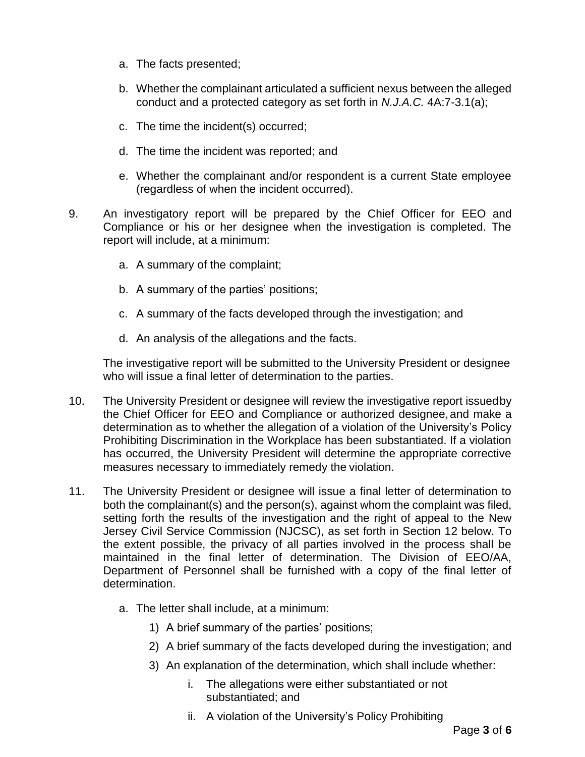a. The facts presented;

b. Whether the complainant articulated a sufficient nexus between the alleged conduct and a protected category as set forth in *N.J.A.C.* 4A:7-3.1(a);

c. The time the incident(s) occurred;

d. The time the incident was reported; and

e. Whether the complainant and/or respondent is a current State employee (regardless of when the incident occurred).

9. An investigatory report will be prepared by the Chief Officer for EEO and Compliance or his or her designee when the investigation is completed. The report will include, at a minimum:

   a. A summary of the complaint;

   b. A summary of the parties' positions;

   c. A summary of the facts developed through the investigation; and

   d. An analysis of the allegations and the facts.

   The investigative report will be submitted to the University President or designee who will issue a final letter of determination to the parties.

10. The University President or designee will review the investigative report issued by the Chief Officer for EEO and Compliance or authorized designee, and make a determination as to whether the allegation of a violation of the University's Policy Prohibiting Discrimination in the Workplace has been substantiated. If a violation has occurred, the University President will determine the appropriate corrective measures necessary to immediately remedy the violation.

11. The University President or designee will issue a final letter of determination to both the complainant(s) and the person(s), against whom the complaint was filed, setting forth the results of the investigation and the right of appeal to the New Jersey Civil Service Commission (NJCSC), as set forth in Section 12 below. To the extent possible, the privacy of all parties involved in the process shall be maintained in the final letter of determination. The Division of EEO/AA, Department of Personnel shall be furnished with a copy of the final letter of determination.

    a. The letter shall include, at a minimum:

       1) A brief summary of the parties' positions;

       2) A brief summary of the facts developed during the investigation; and

       3) An explanation of the determination, which shall include whether:

          i. The allegations were either substantiated or not substantiated; and

          ii. A violation of the University's Policy Prohibiting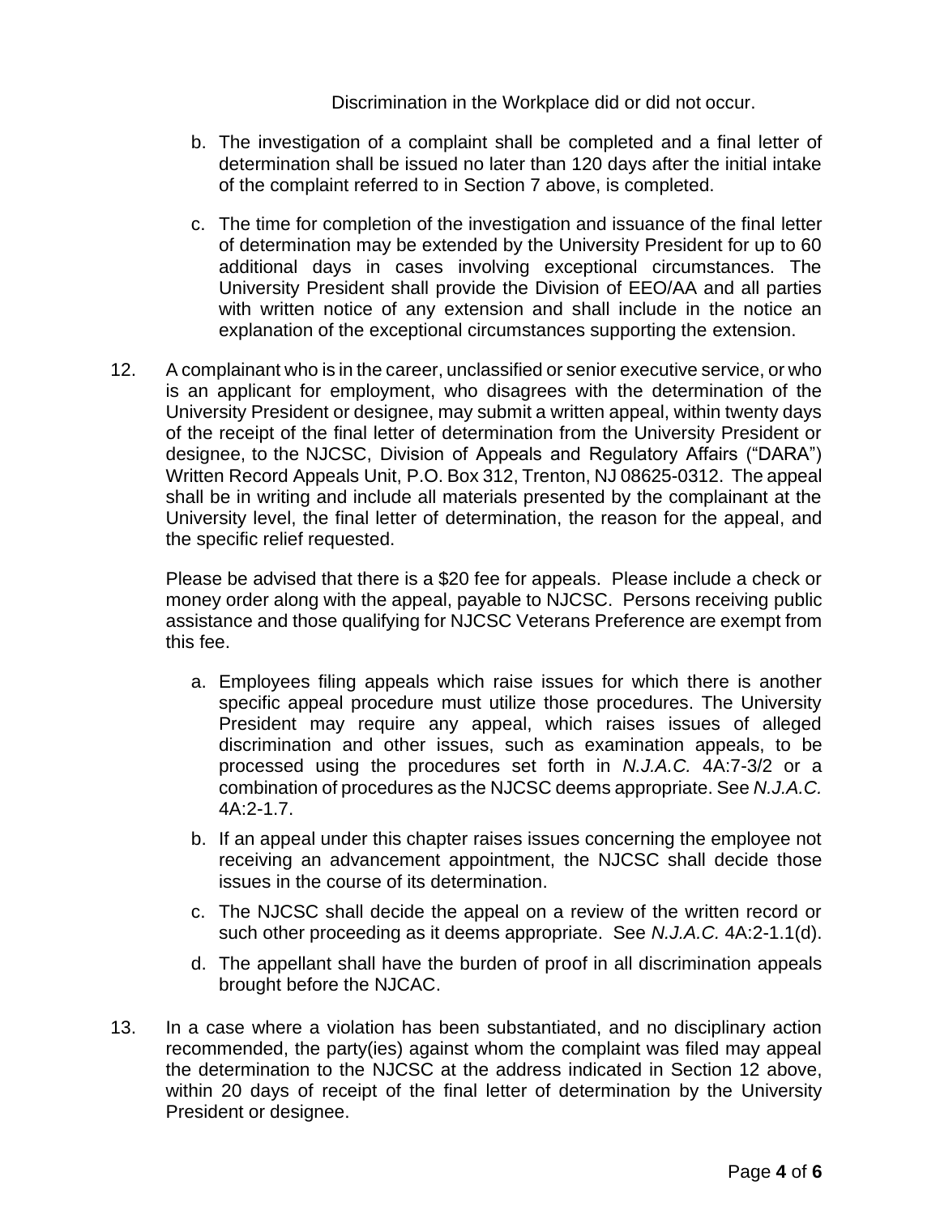Discrimination in the Workplace did or did not occur.

b. The investigation of a complaint shall be completed and a final letter of determination shall be issued no later than 120 days after the initial intake of the complaint referred to in Section 7 above, is completed.

c. The time for completion of the investigation and issuance of the final letter of determination may be extended by the University President for up to 60 additional days in cases involving exceptional circumstances. The University President shall provide the Division of EEO/AA and all parties with written notice of any extension and shall include in the notice an explanation of the exceptional circumstances supporting the extension.

12. A complainant who is in the career, unclassified or senior executive service, or who is an applicant for employment, who disagrees with the determination of the University President or designee, may submit a written appeal, within twenty days of the receipt of the final letter of determination from the University President or designee, to the NJCSC, Division of Appeals and Regulatory Affairs ("DARA") Written Record Appeals Unit, P.O. Box 312, Trenton, NJ 08625-0312. The appeal shall be in writing and include all materials presented by the complainant at the University level, the final letter of determination, the reason for the appeal, and the specific relief requested.

    Please be advised that there is a $20 fee for appeals. Please include a check or money order along with the appeal, payable to NJCSC. Persons receiving public assistance and those qualifying for NJCSC Veterans Preference are exempt from this fee.

    a. Employees filing appeals which raise issues for which there is another specific appeal procedure must utilize those procedures. The University President may require any appeal, which raises issues of alleged discrimination and other issues, such as examination appeals, to be processed using the procedures set forth in *N.J.A.C.* 4A:7-3/2 or a combination of procedures as the NJCSC deems appropriate. See *N.J.A.C.* 4A:2-1.7.

    b. If an appeal under this chapter raises issues concerning the employee not receiving an advancement appointment, the NJCSC shall decide those issues in the course of its determination.

    c. The NJCSC shall decide the appeal on a review of the written record or such other proceeding as it deems appropriate. See *N.J.A.C.* 4A:2-1.1(d).

    d. The appellant shall have the burden of proof in all discrimination appeals brought before the NJCAC.

13. In a case where a violation has been substantiated, and no disciplinary action recommended, the party(ies) against whom the complaint was filed may appeal the determination to the NJCSC at the address indicated in Section 12 above, within 20 days of receipt of the final letter of determination by the University President or designee.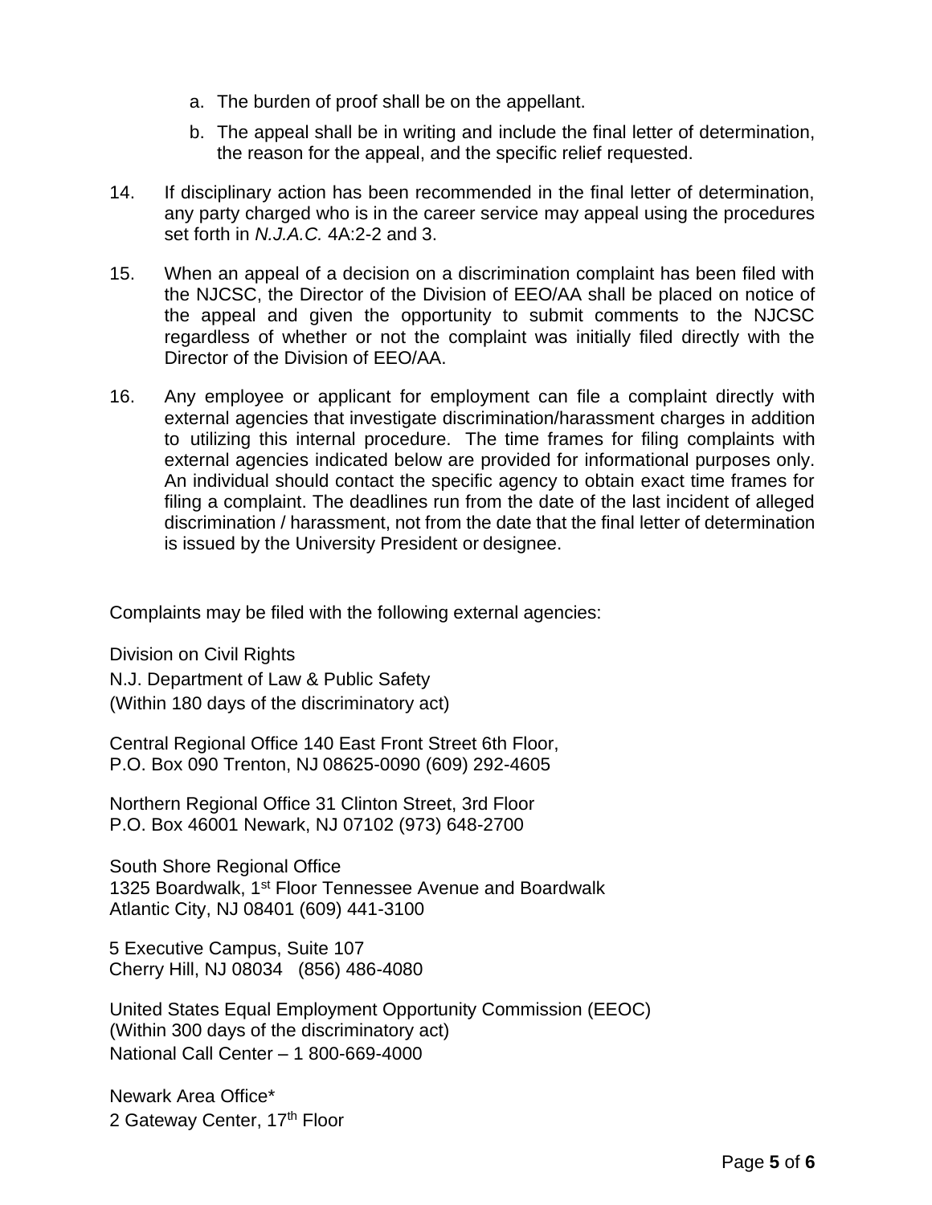a. The burden of proof shall be on the appellant.

   b. The appeal shall be in writing and include the final letter of determination, the reason for the appeal, and the specific relief requested.

14. If disciplinary action has been recommended in the final letter of determination, any party charged who is in the career service may appeal using the procedures set forth in *N.J.A.C.* 4A:2-2 and 3.

15. When an appeal of a decision on a discrimination complaint has been filed with the NJCSC, the Director of the Division of EEO/AA shall be placed on notice of the appeal and given the opportunity to submit comments to the NJCSC regardless of whether or not the complaint was initially filed directly with the Director of the Division of EEO/AA.

16. Any employee or applicant for employment can file a complaint directly with external agencies that investigate discrimination/harassment charges in addition to utilizing this internal procedure. The time frames for filing complaints with external agencies indicated below are provided for informational purposes only. An individual should contact the specific agency to obtain exact time frames for filing a complaint. The deadlines run from the date of the last incident of alleged discrimination / harassment, not from the date that the final letter of determination is issued by the University President or designee.

Complaints may be filed with the following external agencies:

Division on Civil Rights
N.J. Department of Law & Public Safety
(Within 180 days of the discriminatory act)

Central Regional Office 140 East Front Street 6th Floor,
P.O. Box 090 Trenton, NJ 08625-0090 (609) 292-4605

Northern Regional Office 31 Clinton Street, 3rd Floor
P.O. Box 46001 Newark, NJ 07102 (973) 648-2700

South Shore Regional Office
1325 Boardwalk, 1st Floor Tennessee Avenue and Boardwalk
Atlantic City, NJ 08401 (609) 441-3100

5 Executive Campus, Suite 107
Cherry Hill, NJ 08034 (856) 486-4080

United States Equal Employment Opportunity Commission (EEOC)
(Within 300 days of the discriminatory act)
National Call Center – 1 800-669-4000

Newark Area Office*
2 Gateway Center, 17th Floor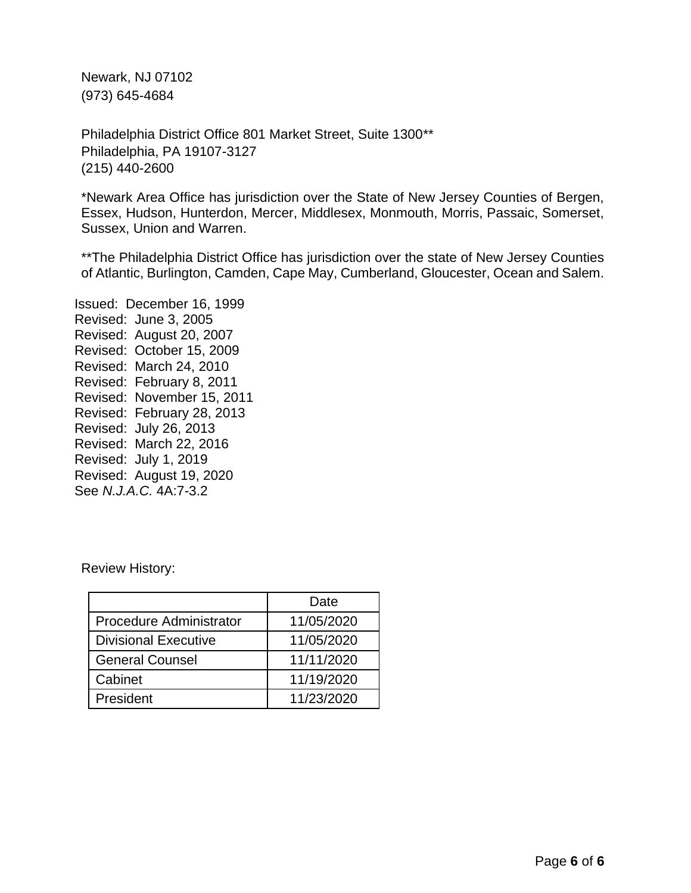Newark, NJ 07102
(973) 645-4684

Philadelphia District Office 801 Market Street, Suite 1300**
Philadelphia, PA 19107-3127
(215) 440-2600

*Newark Area Office has jurisdiction over the State of New Jersey Counties of Bergen, Essex, Hudson, Hunterdon, Mercer, Middlesex, Monmouth, Morris, Passaic, Somerset, Sussex, Union and Warren.

**The Philadelphia District Office has jurisdiction over the state of New Jersey Counties of Atlantic, Burlington, Camden, Cape May, Cumberland, Gloucester, Ocean and Salem.

Issued: December 16, 1999
Revised: June 3, 2005
Revised: August 20, 2007
Revised: October 15, 2009
Revised: March 24, 2010
Revised: February 8, 2011
Revised: November 15, 2011
Revised: February 28, 2013
Revised: July 26, 2013
Revised: March 22, 2016
Revised: July 1, 2019
Revised: August 19, 2020
See *N.J.A.C.* 4A:7-3.2

Review History:

| | Date |
|---|---|
| Procedure Administrator | 11/05/2020 |
| Divisional Executive | 11/05/2020 |
| General Counsel | 11/11/2020 |
| Cabinet | 11/19/2020 |
| President | 11/23/2020 |